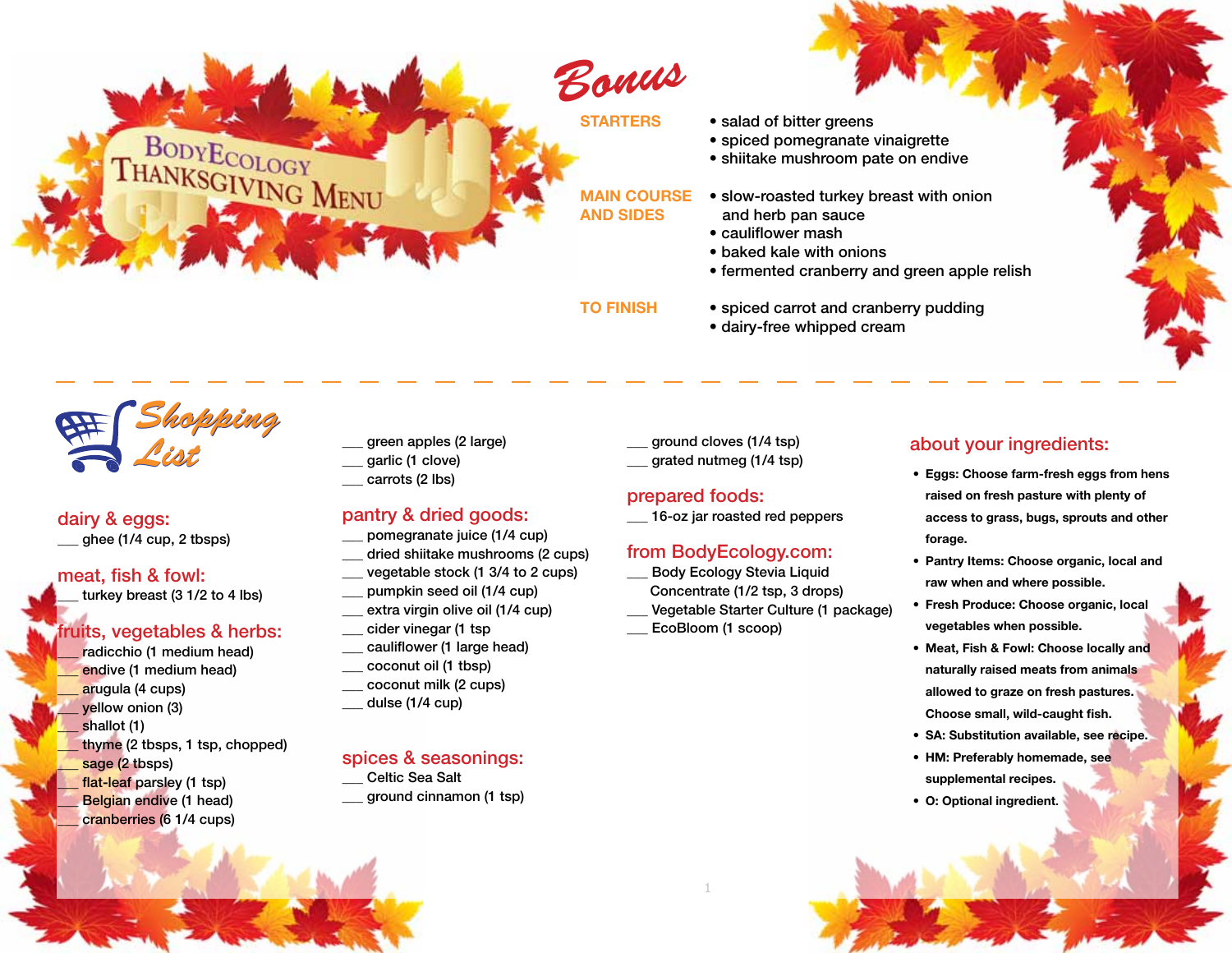# BodyEcology Thanksgiving Menu

## Bonus

**STARTERS**

- salad of bitter greens
- spiced pomegranate vinaigrette
- shiitake mushroom pate on endive

**MAIN COURSE AND SIDES**

- slow-roasted turkey breast with onion and herb pan sauce
- cauliflower mash
- baked kale with onions
- fermented cranberry and green apple relish

**TO FINISH**

- spiced carrot and cranberry pudding
- dairy-free whipped cream

## Shopping List

### dairy & eggs:

___ ghee (1/4 cup, 2 tbsps)

### meat, fish & fowl:

___ turkey breast (3 1/2 to 4 lbs)

### fruits, vegetables & herbs:

___ radicchio (1 medium head)
___ endive (1 medium head)
___ arugula (4 cups)
___ yellow onion (3)
___ shallot (1)
___ thyme (2 tbsps, 1 tsp, chopped)
___ sage (2 tbsps)
___ flat-leaf parsley (1 tsp)
___ Belgian endive (1 head)
___ cranberries (6 1/4 cups)
___ green apples (2 large)
___ garlic (1 clove)
___ carrots (2 lbs)

### pantry & dried goods:

___ pomegranate juice (1/4 cup)
___ dried shiitake mushrooms (2 cups)
___ vegetable stock (1 3/4 to 2 cups)
___ pumpkin seed oil (1/4 cup)
___ extra virgin olive oil (1/4 cup)
___ cider vinegar (1 tsp
___ cauliflower (1 large head)
___ coconut oil (1 tbsp)
___ coconut milk (2 cups)
___ dulse (1/4 cup)

### spices & seasonings:

___ Celtic Sea Salt
___ ground cinnamon (1 tsp)
___ ground cloves (1/4 tsp)
___ grated nutmeg (1/4 tsp)

### prepared foods:

___ 16-oz jar roasted red peppers

### from BodyEcology.com:

___ Body Ecology Stevia Liquid Concentrate (1/2 tsp, 3 drops)
___ Vegetable Starter Culture (1 package)
___ EcoBloom (1 scoop)

### about your ingredients:

- **Eggs: Choose farm-fresh eggs from hens raised on fresh pasture with plenty of access to grass, bugs, sprouts and other forage.**
- **Pantry Items: Choose organic, local and raw when and where possible.**
- **Fresh Produce: Choose organic, local vegetables when possible.**
- **Meat, Fish & Fowl: Choose locally and naturally raised meats from animals allowed to graze on fresh pastures. Choose small, wild-caught fish.**
- **SA: Substitution available, see recipe.**
- **HM: Preferably homemade, see supplemental recipes.**
- **O: Optional ingredient.**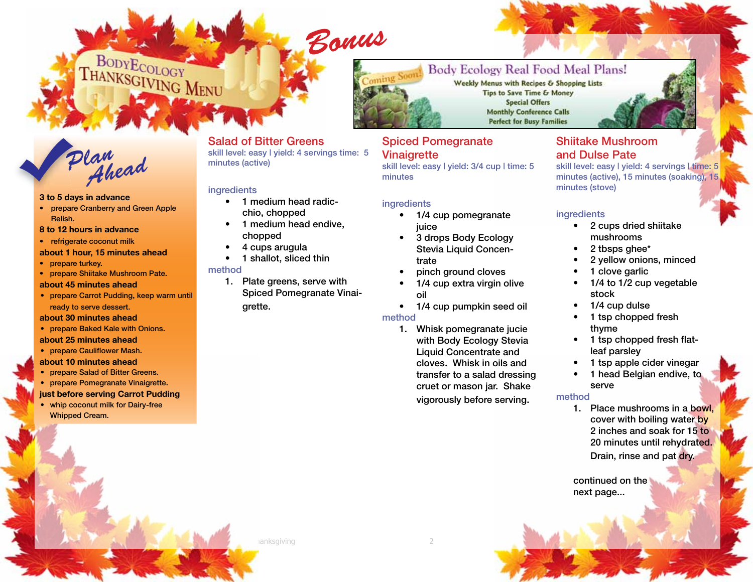# Bonus

## BodyEcology Thanksgiving Menu

**Coming Soon! Body Ecology Real Food Meal Plans!**

Weekly Menus with Recipes & Shopping Lists
Tips to Save Time & Money
Special Offers
Monthly Conference Calls
Perfect for Busy Families

## Plan Ahead

**3 to 5 days in advance**
- prepare Cranberry and Green Apple Relish.

**8 to 12 hours in advance**
- refrigerate coconut milk

**about 1 hour, 15 minutes ahead**
- prepare turkey.
- prepare Shiitake Mushroom Pate.

**about 45 minutes ahead**
- prepare Carrot Pudding, keep warm until ready to serve dessert.

**about 30 minutes ahead**
- prepare Baked Kale with Onions.

**about 25 minutes ahead**
- prepare Cauliflower Mash.

**about 10 minutes ahead**
- prepare Salad of Bitter Greens.
- prepare Pomegranate Vinaigrette.

**just before serving Carrot Pudding**
- whip coconut milk for Dairy-free Whipped Cream.

## Salad of Bitter Greens

skill level: easy | yield: 4 servings time: 5 minutes (active)

### ingredients
- 1 medium head radicchio, chopped
- 1 medium head endive, chopped
- 4 cups arugula
- 1 shallot, sliced thin

### method
1. Plate greens, serve with Spiced Pomegranate Vinaigrette.

## Spiced Pomegranate Vinaigrette

skill level: easy | yield: 3/4 cup | time: 5 minutes

### ingredients
- 1/4 cup pomegranate juice
- 3 drops Body Ecology Stevia Liquid Concentrate
- pinch ground cloves
- 1/4 cup extra virgin olive oil
- 1/4 cup pumpkin seed oil

### method
1. Whisk pomegranate jucie with Body Ecology Stevia Liquid Concentrate and cloves. Whisk in oils and transfer to a salad dressing cruet or mason jar. Shake vigorously before serving.

## Shiitake Mushroom and Dulse Pate

skill level: easy | yield: 4 servings | time: 5 minutes (active), 15 minutes (soaking), 15 minutes (stove)

### ingredients
- 2 cups dried shiitake mushrooms
- 2 tbsps ghee*
- 2 yellow onions, minced
- 1 clove garlic
- 1/4 to 1/2 cup vegetable stock
- 1/4 cup dulse
- 1 tsp chopped fresh thyme
- 1 tsp chopped fresh flat-leaf parsley
- 1 tsp apple cider vinegar
- 1 head Belgian endive, to serve

### method
1. Place mushrooms in a bowl, cover with boiling water by 2 inches and soak for 15 to 20 minutes until rehydrated. Drain, rinse and pat dry.

continued on the next page...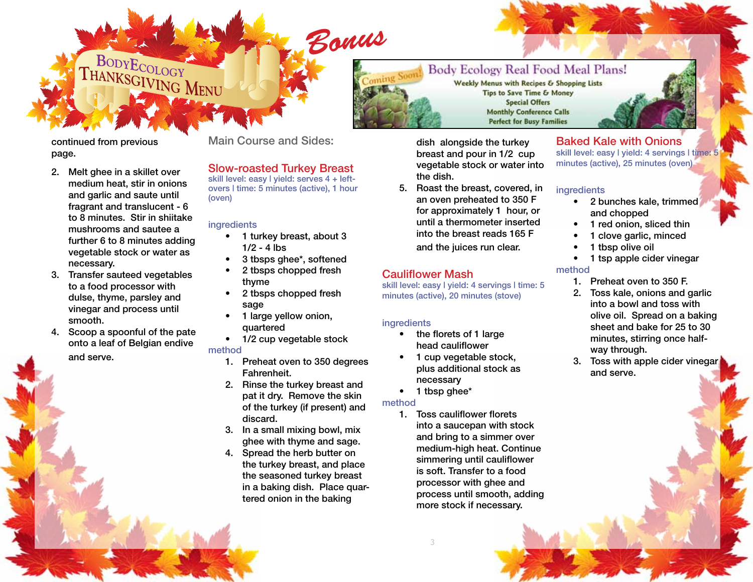# BodyEcology Thanksgiving Menu

*Bonus*

**Coming Soon! Body Ecology Real Food Meal Plans!**
Weekly Menus with Recipes & Shopping Lists
Tips to Save Time & Money
Special Offers
Monthly Conference Calls
Perfect for Busy Families

continued from previous page.

2. Melt ghee in a skillet over medium heat, stir in onions and garlic and saute until fragrant and translucent - 6 to 8 minutes. Stir in shiitake mushrooms and sautee a further 6 to 8 minutes adding vegetable stock or water as necessary.
3. Transfer sauteed vegetables to a food processor with dulse, thyme, parsley and vinegar and process until smooth.
4. Scoop a spoonful of the pate onto a leaf of Belgian endive and serve.

## Main Course and Sides:

### Slow-roasted Turkey Breast

skill level: easy | yield: serves 4 + left-overs | time: 5 minutes (active), 1 hour (oven)

ingredients

- 1 turkey breast, about 3 1/2 - 4 lbs
- 3 tbsps ghee*, softened
- 2 tbsps chopped fresh thyme
- 2 tbsps chopped fresh sage
- 1 large yellow onion, quartered
- 1/2 cup vegetable stock

method

1. Preheat oven to 350 degrees Fahrenheit.
2. Rinse the turkey breast and pat it dry. Remove the skin of the turkey (if present) and discard.
3. In a small mixing bowl, mix ghee with thyme and sage.
4. Spread the herb butter on the turkey breast, and place the seasoned turkey breast in a baking dish. Place quartered onion in the baking dish alongside the turkey breast and pour in 1/2 cup vegetable stock or water into the dish.
5. Roast the breast, covered, in an oven preheated to 350 F for approximately 1 hour, or until a thermometer inserted into the breast reads 165 F and the juices run clear.

### Cauliflower Mash

skill level: easy | yield: 4 servings | time: 5 minutes (active), 20 minutes (stove)

ingredients

- the florets of 1 large head cauliflower
- 1 cup vegetable stock, plus additional stock as necessary
- 1 tbsp ghee*

method

1. Toss cauliflower florets into a saucepan with stock and bring to a simmer over medium-high heat. Continue simmering until cauliflower is soft. Transfer to a food processor with ghee and process until smooth, adding more stock if necessary.

### Baked Kale with Onions

skill level: easy | yield: 4 servings | time: 5 minutes (active), 25 minutes (oven)

ingredients

- 2 bunches kale, trimmed and chopped
- 1 red onion, sliced thin
- 1 clove garlic, minced
- 1 tbsp olive oil
- 1 tsp apple cider vinegar

method

1. Preheat oven to 350 F.
2. Toss kale, onions and garlic into a bowl and toss with olive oil. Spread on a baking sheet and bake for 25 to 30 minutes, stirring once half-way through.
3. Toss with apple cider vinegar and serve.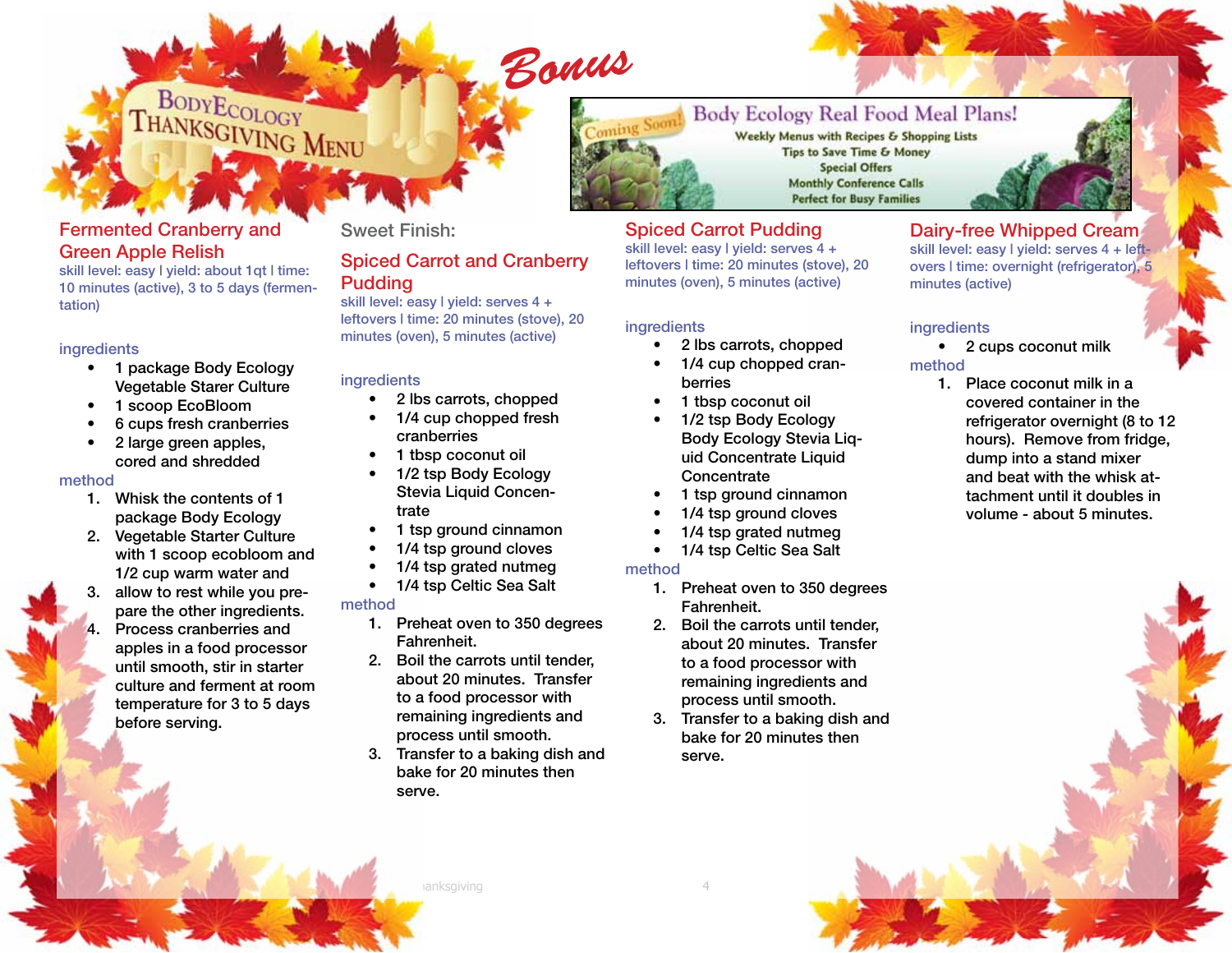# Bonus

# Body Ecology Thanksgiving Menu

Coming Soon! Body Ecology Real Food Meal Plans!
Weekly Menus with Recipes & Shopping Lists
Tips to Save Time & Money
Special Offers
Monthly Conference Calls
Perfect for Busy Families

## Fermented Cranberry and Green Apple Relish

skill level: easy | yield: about 1qt | time: 10 minutes (active), 3 to 5 days (fermentation)

### ingredients

- 1 package Body Ecology Vegetable Starer Culture
- 1 scoop EcoBloom
- 6 cups fresh cranberries
- 2 large green apples, cored and shredded

### method

1. Whisk the contents of 1 package Body Ecology
2. Vegetable Starter Culture with 1 scoop ecobloom and 1/2 cup warm water and
3. allow to rest while you prepare the other ingredients.
4. Process cranberries and apples in a food processor until smooth, stir in starter culture and ferment at room temperature for 3 to 5 days before serving.

## Sweet Finish:

## Spiced Carrot and Cranberry Pudding

skill level: easy | yield: serves 4 + leftovers | time: 20 minutes (stove), 20 minutes (oven), 5 minutes (active)

### ingredients

- 2 lbs carrots, chopped
- 1/4 cup chopped fresh cranberries
- 1 tbsp coconut oil
- 1/2 tsp Body Ecology Stevia Liquid Concentrate
- 1 tsp ground cinnamon
- 1/4 tsp ground cloves
- 1/4 tsp grated nutmeg
- 1/4 tsp Celtic Sea Salt

### method

1. Preheat oven to 350 degrees Fahrenheit.
2. Boil the carrots until tender, about 20 minutes. Transfer to a food processor with remaining ingredients and process until smooth.
3. Transfer to a baking dish and bake for 20 minutes then serve.

## Spiced Carrot Pudding

skill level: easy | yield: serves 4 + leftovers | time: 20 minutes (stove), 20 minutes (oven), 5 minutes (active)

### ingredients

- 2 lbs carrots, chopped
- 1/4 cup chopped cranberries
- 1 tbsp coconut oil
- 1/2 tsp Body Ecology Body Ecology Stevia Liquid Concentrate Liquid Concentrate
- 1 tsp ground cinnamon
- 1/4 tsp ground cloves
- 1/4 tsp grated nutmeg
- 1/4 tsp Celtic Sea Salt

### method

1. Preheat oven to 350 degrees Fahrenheit.
2. Boil the carrots until tender, about 20 minutes. Transfer to a food processor with remaining ingredients and process until smooth.
3. Transfer to a baking dish and bake for 20 minutes then serve.

## Dairy-free Whipped Cream

skill level: easy | yield: serves 4 + leftovers | time: overnight (refrigerator), 5 minutes (active)

### ingredients

- 2 cups coconut milk

### method

1. Place coconut milk in a covered container in the refrigerator overnight (8 to 12 hours). Remove from fridge, dump into a stand mixer and beat with the whisk attachment until it doubles in volume - about 5 minutes.